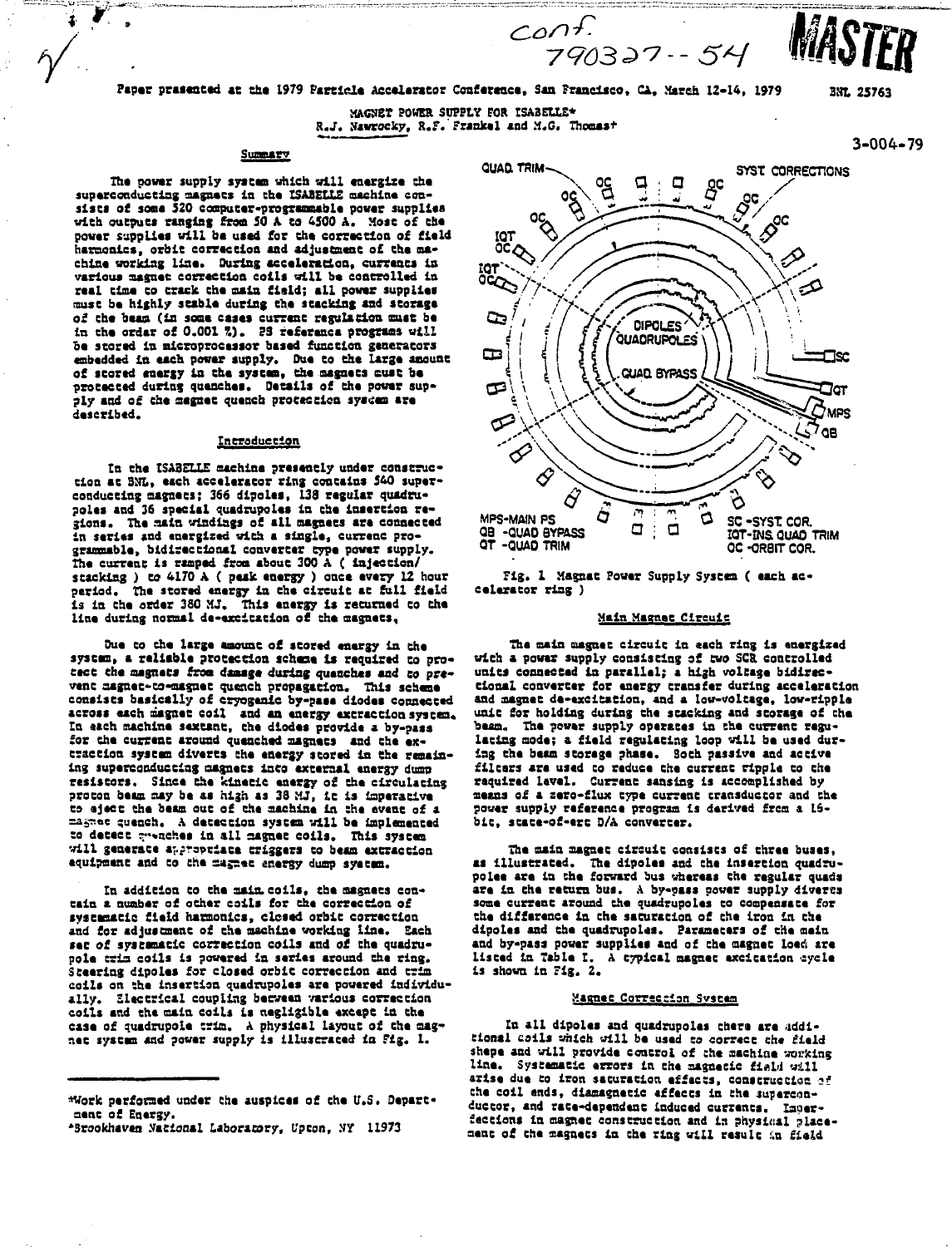conf. 790327--54

**MASTER**

Paper presented at the 1979 Particle Accelerator Conference, San Francisco, CA, March 12-14, 1979

BNL 25763

3-004-79

# MAGNET POWER SUPPLY FOR ISABELLE*

R.J. Nawrocky, R.F. Frankel and M.G. Thomas†

## Summary

The power supply system which will energize the superconducting magnets in the ISABELLE machine consists of some 520 computer-programmable power supplies with outputs ranging from 50 A to 4500 A. Most of the power supplies will be used for the correction of field harmonics, orbit correction and adjustment of the machine working line. During acceleration, currents in various magnet correction coils will be controlled in real time to track the main field; all power supplies must be highly stable during the stacking and storage of the beam (in some cases current regulation must be in the order of 0.001 %). PS reference programs will be stored in microprocessor based function generators embedded in each power supply. Due to the large amount of stored energy in the system, the magnets must be protected during quenches. Details of the power supply and of the magnet quench protection system are described.

## Introduction

In the ISABELLE machine presently under construction at BNL, each accelerator ring contains 540 superconducting magnets; 366 dipoles, 138 regular quadrupoles and 36 special quadrupoles in the insertion regions. The main windings of all magnets are connected in series and energized with a single, current programmable, bidirectional converter type power supply. The current is ramped from about 300 A ( injection/stacking ) to 4170 A ( peak energy ) once every 12 hour period. The stored energy in the circuit at full field is in the order 380 MJ. This energy is returned to the line during normal de-excitation of the magnets.

Due to the large amount of stored energy in the system, a reliable protection scheme is required to protect the magnets from damage during quenches and to prevent magnet-to-magnet quench propagation. This scheme consists basically of cryogenic by-pass diodes connected across each magnet coil and an energy extraction system. In each machine sextant, the diodes provide a by-pass for the current around quenched magnets and the extraction system diverts the energy stored in the remaining superconducting magnets into external energy dump resistors. Since the kinetic energy of the circulating proton beam may be as high as 38 MJ, it is imperative to eject the beam out of the machine in the event of a magnet quench. A detection system will be implemented to detect quenches in all magnet coils. This system will generate appropriate triggers to beam extraction equipment and to the magnet energy dump system.

In addition to the main coils, the magnets contain a number of other coils for the correction of systematic field harmonics, closed orbit correction and for adjustment of the machine working line. Each set of systematic correction coils and of the quadrupole trim coils is powered in series around the ring. Steering dipoles for closed orbit correction and trim coils on the insertion quadrupoles are powered individually. Electrical coupling between various correction coils and the main coils is negligible except in the case of quadrupole trim. A physical layout of the magnet system and power supply is illustrated in Fig. 1.

*Work performed under the auspices of the U.S. Department of Energy.

†Brookhaven National Laboratory, Upton, NY 11973

Fig. 1 Magnet Power Supply System ( each accelerator ring )

## Main Magnet Circuit

The main magnet circuit in each ring is energized with a power supply consisting of two SCR controlled units connected in parallel; a high voltage bidirectional converter for energy transfer during acceleration and magnet de-excitation, and a low-voltage, low-ripple unit for holding during the stacking and storage of the beam. The power supply operates in the current regulating mode; a field regulating loop will be used during the beam storage phase. Both passive and active filters are used to reduce the current ripple to the required level. Current sensing is accomplished by means of a zero-flux type current transducer and the power supply reference program is derived from a 16-bit, state-of-art D/A converter.

The main magnet circuit consists of three buses, as illustrated. The dipoles and the insertion quadrupoles are in the forward bus whereas the regular quads are in the return bus. A by-pass power supply diverts some current around the quadrupoles to compensate for the difference in the saturation of the iron in the dipoles and the quadrupoles. Parameters of the main and by-pass power supplies and of the magnet load are listed in Table I. A typical magnet excitation cycle is shown in Fig. 2.

## Magnet Correction System

In all dipoles and quadrupoles there are additional coils which will be used to correct the field shape and will provide control of the machine working line. Systematic errors in the magnetic field will arise due to iron saturation effects, construction of the coil ends, diamagnetic effects in the superconductor, and rate-dependent induced currents. Imperfections in magnet construction and in physical placement of the magnets in the ring will result in field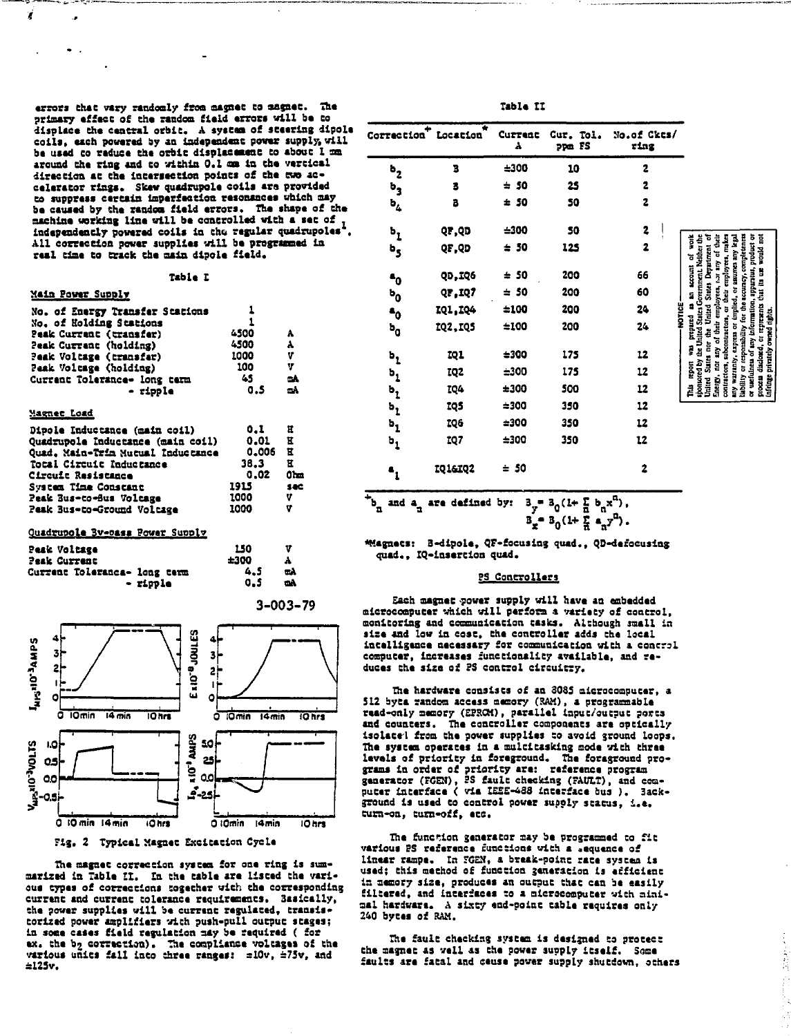errors that vary randomly from magnet to magnet. The primary effect of the random field errors will be to displace the central orbit. A system of steering dipole coils, each powered by an independent power supply, will be used to reduce the orbit displacement to about 1 mm around the ring and to within 0.1 mm in the vertical direction at the intersection points of the two accelerator rings. Skew quadrupole coils are provided to suppress certain imperfection resonances which may be caused by the random field errors. The shape of the machine working line will be controlled with a set of independently powered coils in the regular quadrupoles[1]. All correction power supplies will be programmed in real time to track the main dipole field.

Table I

**Main Power Supply**

| | | |
|---|---|---|
| No. of Energy Transfer Stations | 1 | |
| No. of Holding Stations | 1 | |
| Peak Current (transfer) | 4500 | A |
| Peak Current (holding) | 4500 | A |
| Peak Voltage (transfer) | 1000 | V |
| Peak Voltage (holding) | 100 | V |
| Current Tolerance- long term | 45 | mA |
| - ripple | 0.5 | mA |

**Magnet Load**

| | | |
|---|---|---|
| Dipole Inductance (main coil) | 0.1 | H |
| Quadrupole Inductance (main coil) | 0.01 | H |
| Quad. Main-Trim Mutual Inductance | 0.006 | H |
| Total Circuit Inductance | 38.3 | H |
| Circuit Resistance | 0.02 | Ohm |
| System Time Constant | 1915 | sec |
| Peak Bus-to-Bus Voltage | 1000 | V |
| Peak Bus-to-Ground Voltage | 1000 | V |

**Quadrupole By-pass Power Supply**

| | | |
|---|---|---|
| Peak Voltage | 150 | V |
| Peak Current | ±300 | A |
| Current Tolerance- long term | 4.5 | mA |
| - ripple | 0.5 | mA |

3-003-79

$I_{MPS}$ $10^{-3}$ AMPS
$E \times 10^{-8}$ JOULES
$V_{MPS} \times 10^{-3}$ VOLTS
$I_{B} \times 10^{-3}$ AMPS
0 10min 14min 10hrs

Fig. 2 Typical Magnet Excitation Cycle

The magnet correction system for one ring is summarized in Table II. In the table are listed the various types of corrections together with the corresponding current and current tolerance requirements. Basically, the power supplies will be current regulated, transistorized power amplifiers with push-pull output stages; in some cases field regulation may be required ( for ex. the $b_2$ correction). The compliance voltages of the various units fall into three ranges: ±10v, ±75v, and ±125v.

Table II

| Correction* | Location* | Current A | Cur. Tol. ppm FS | No.of Ckts/ ring |
|---|---|---|---|---|
| $b_2$ | B | ±300 | 10 | 2 |
| $b_3$ | B | ± 50 | 25 | 2 |
| $b_4$ | B | ± 50 | 50 | 2 |
| $b_1$ | QF,QD | ±300 | 50 | 2 |
| $b_5$ | QF,QD | ± 50 | 125 | 2 |
| $a_0$ | QD,IQ6 | ± 50 | 200 | 66 |
| $b_0$ | QF,IQ7 | ± 50 | 200 | 60 |
| $a_0$ | IQ1,IQ4 | ±100 | 200 | 24 |
| $b_0$ | IQ2,IQ5 | ±100 | 200 | 24 |
| $b_1$ | IQ1 | ±300 | 175 | 12 |
| $b_1$ | IQ2 | ±300 | 175 | 12 |
| $b_1$ | IQ4 | ±300 | 500 | 12 |
| $b_1$ | IQ5 | ±300 | 350 | 12 |
| $b_1$ | IQ6 | ±300 | 350 | 12 |
| $b_1$ | IQ7 | ±300 | 350 | 12 |
| $a_1$ | IQ1&IQ2 | ± 50 | | 2 |

+$b_n$ and $a_n$ are defined by: $B_y = B_0(1+\sum_n b_n x^n)$, $B_x = B_0(1+\sum_n a_n y^n)$.

*Magnets: B-dipole, QF-focusing quad., QD-defocusing quad., IQ-insertion quad.

## PS Controllers

Each magnet power supply will have an embedded microcomputer which will perform a variety of control, monitoring and communication tasks. Although small in size and low in cost, the controller adds the local intelligence necessary for communication with a control computer, increases functionality available, and reduces the size of PS control circuitry.

The hardware consists of an 8085 microcomputer, a 512 byte random access memory (RAM), a programmable read-only memory (EPROM), parallel input/output ports and counters. The controller components are optically isolated from the power supplies to avoid ground loops. The system operates in a multitasking mode with three levels of priority in foreground. The foreground programs in order of priority are: reference program generator (FGEN), PS fault checking (FAULT), and computer interface ( via IEEE-488 interface bus ). Background is used to control power supply status, i.e. turn-on, turn-off, etc.

The function generator may be programmed to fit various PS reference functions with a sequence of linear ramps. In FGEN, a break-point rate system is used; this method of function generation is efficient in memory size, produces an output that can be easily filtered, and interfaces to a microcomputer with minimal hardware. A sixty end-point table requires only 240 bytes of RAM.

The fault checking system is designed to protect the magnet as well as the power supply itself. Some faults are fatal and cause power supply shutdown, others

NOTICE: This report was prepared as an account of work sponsored by the United States Government. Neither the United States nor the United States Department of Energy, nor any of their employees, nor any of their contractors, subcontractors, or their employees, makes any warranty, express or implied, or assumes any legal liability or responsibility for the accuracy, completeness or usefulness of any information, apparatus, product or process disclosed, or represents that its use would not infringe privately owned rights.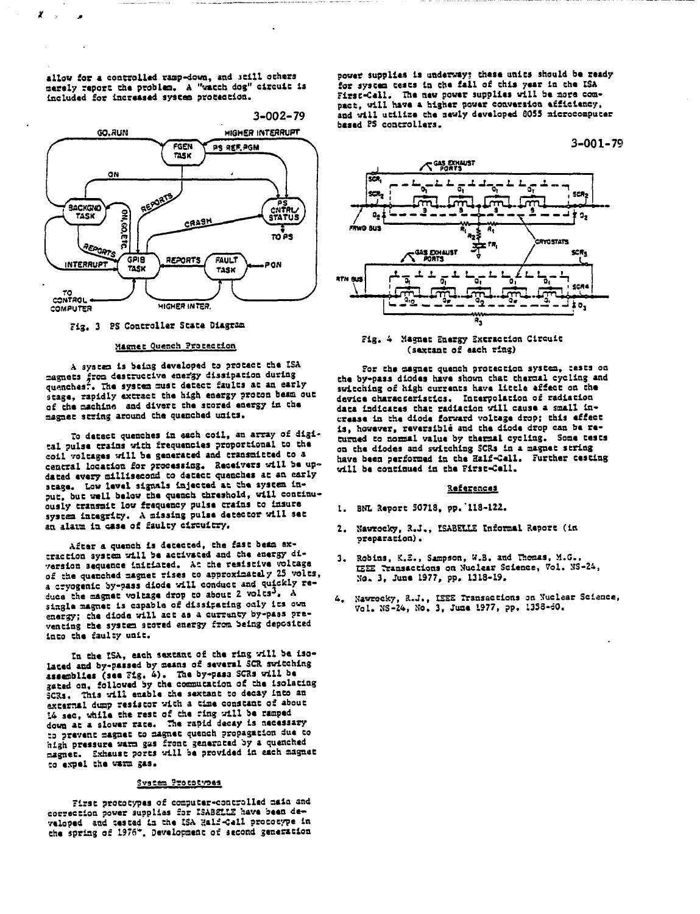allow for a controlled ramp-down, and still others merely report the problem. A "watch dog" circuit is included for increased system protection.

3-002-79

GO.RUN
HIGHER INTERRUPT
FGEN TASK
PS REF.PGM
ON
BACKGND TASK
ON,GO,ETC
REPORTS
PS CNTRL/ STATUS
CRASH
TO PS
REPORTS
INTERRUPT
GPIB TASK
REPORTS
FAULT TASK
PON
TO CONTROL COMPUTER
HIGHER INTER.

Fig. 3 PS Controller State Diagram

### Magnet Quench Protection

A system is being developed to protect the ISA magnets from destructive energy dissipation during quenches[2]. The system must detect faults at an early stage, rapidly extract the high energy proton beam out of the machine and divert the stored energy in the magnet string around the quenched units.

To detect quenches in each coil, an array of digital pulse trains with frequencies proportional to the coil voltages will be generated and transmitted to a central location for processing. Receivers will be updated every millisecond to detect quenches at an early stage. Low level signals injected at the system input, but well below the quench threshold, will continuously transmit low frequency pulse trains to insure system integrity. A missing pulse detector will set an alarm in case of faulty circuitry.

After a quench is detected, the fast beam extraction system will be activated and the energy diversion sequence initiated. As the resistive voltage of the quenched magnet rises to approximately 25 volts, a cryogenic by-pass diode will conduct and quickly reduce the magnet voltage drop to about 2 volts[3]. A single magnet is capable of dissipating only its own energy; the diode will act as a currenty by-pass preventing the system stored energy from being deposited into the faulty unit.

In the ISA, each sextant of the ring will be isolated and by-passed by means of several SCR switching assemblies (see Fig. 4). The by-pass SCRs will be gated on, followed by the commutation of the isolating SCRs. This will enable the sextant to decay into an external dump resistor with a time constant of about 14 sec, while the rest of the ring will be ramped down at a slower rate. The rapid decay is necessary to prevent magnet to magnet quench propagation due to high pressure warm gas front generated by a quenched magnet. Exhaust ports will be provided in each magnet to expel the warm gas.

### System Prototypes

First prototypes of computer-controlled main and correction power supplies for ISABELLE have been developed and tested in the ISA Half-Cell prototype in the spring of 1976[4]. Development of second generation power supplies is underway; these units should be ready for system tests in the fall of this year in the ISA First-Cell. The new power supplies will be more compact, will have a higher power conversion efficiency, and will utilize the newly developed 8055 microcomputer based PS controllers.

3-001-79

GAS EXHAUST PORTS
$SCR_1$
$SCR_2$
$SCR_2$
$D_1$
$D_2$
$D_2$
FRWD BUS
$R_1$
$R_2$
$R_1$
$TR_1$
CRYOSTATS
GAS EXHAUST PORTS
$SCR_3$
RTN BUS
$SCR_4$
$D_3$
$R_3$

Fig. 4 Magnet Energy Extraction Circuit (sextant of each ring)

For the magnet quench protection system, tests on the by-pass diodes have shown that thermal cycling and switching of high currents have little effect on the device characteristics. Interpolation of radiation data indicates that radiation will cause a small increase in the diode forward voltage drop; this effect is, however, reversible and the diode drop can be returned to normal value by thermal cycling. Some tests on the diodes and switching SCRs in a magnet string have been performed in the Half-Cell. Further testing will be continued in the First-Cell.

### References

1. BNL Report 50718, pp. 118-122.
2. Nawrocky, R.J., ISABELLE Informal Report (in preparation).
3. Robins, K.E., Sampson, W.B. and Thomas, M.G., IEEE Transactions on Nuclear Science, Vol. NS-24, No. 3, June 1977, pp. 1318-19.
4. Nawrocky, R.J., IEEE Transactions on Nuclear Science, Vol. NS-24, No. 3, June 1977, pp. 1358-60.